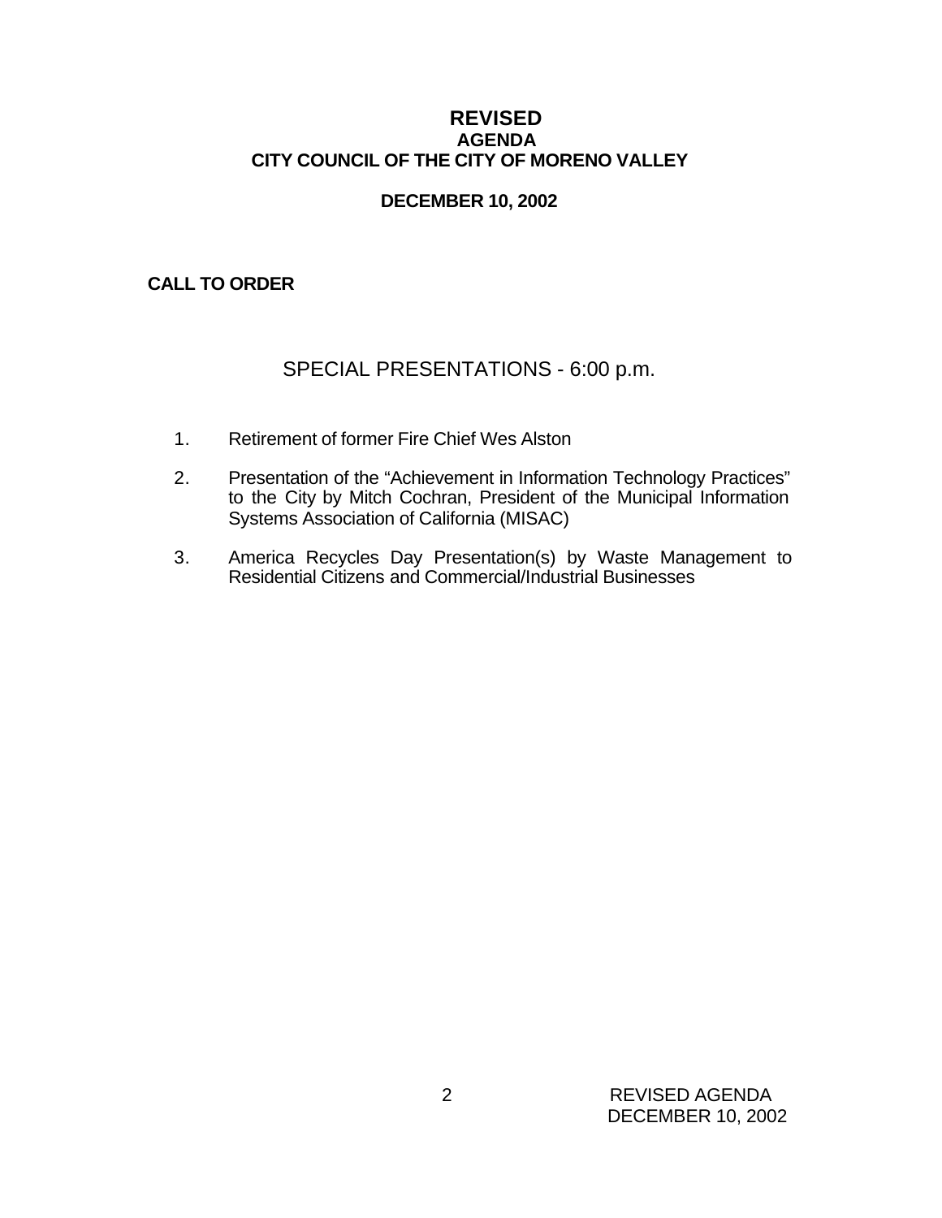# REVISED

## AGENDA

## CITY COUNCIL OF THE CITY OF MORENO VALLEY

**DECEMBER 10, 2002**

**CALL TO ORDER**

## SPECIAL PRESENTATIONS - 6:00 p.m.

1. Retirement of former Fire Chief Wes Alston
2. Presentation of the "Achievement in Information Technology Practices" to the City by Mitch Cochran, President of the Municipal Information Systems Association of California (MISAC)
3. America Recycles Day Presentation(s) by Waste Management to Residential Citizens and Commercial/Industrial Businesses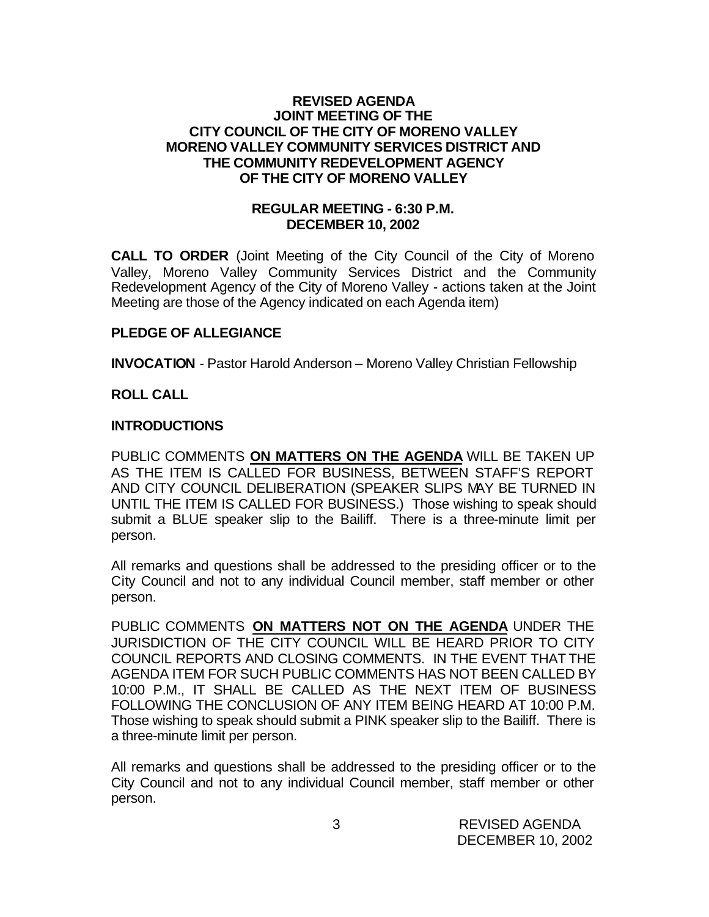**REVISED AGENDA**
**JOINT MEETING OF THE**
**CITY COUNCIL OF THE CITY OF MORENO VALLEY**
**MORENO VALLEY COMMUNITY SERVICES DISTRICT AND**
**THE COMMUNITY REDEVELOPMENT AGENCY**
**OF THE CITY OF MORENO VALLEY**

**REGULAR MEETING - 6:30 P.M.**
**DECEMBER 10, 2002**

**CALL TO ORDER** (Joint Meeting of the City Council of the City of Moreno Valley, Moreno Valley Community Services District and the Community Redevelopment Agency of the City of Moreno Valley - actions taken at the Joint Meeting are those of the Agency indicated on each Agenda item)

**PLEDGE OF ALLEGIANCE**

**INVOCATION** - Pastor Harold Anderson – Moreno Valley Christian Fellowship

**ROLL CALL**

**INTRODUCTIONS**

PUBLIC COMMENTS **ON MATTERS ON THE AGENDA** WILL BE TAKEN UP AS THE ITEM IS CALLED FOR BUSINESS, BETWEEN STAFF'S REPORT AND CITY COUNCIL DELIBERATION (SPEAKER SLIPS MAY BE TURNED IN UNTIL THE ITEM IS CALLED FOR BUSINESS.) Those wishing to speak should submit a BLUE speaker slip to the Bailiff. There is a three-minute limit per person.

All remarks and questions shall be addressed to the presiding officer or to the City Council and not to any individual Council member, staff member or other person.

PUBLIC COMMENTS **ON MATTERS NOT ON THE AGENDA** UNDER THE JURISDICTION OF THE CITY COUNCIL WILL BE HEARD PRIOR TO CITY COUNCIL REPORTS AND CLOSING COMMENTS. IN THE EVENT THAT THE AGENDA ITEM FOR SUCH PUBLIC COMMENTS HAS NOT BEEN CALLED BY 10:00 P.M., IT SHALL BE CALLED AS THE NEXT ITEM OF BUSINESS FOLLOWING THE CONCLUSION OF ANY ITEM BEING HEARD AT 10:00 P.M. Those wishing to speak should submit a PINK speaker slip to the Bailiff. There is a three-minute limit per person.

All remarks and questions shall be addressed to the presiding officer or to the City Council and not to any individual Council member, staff member or other person.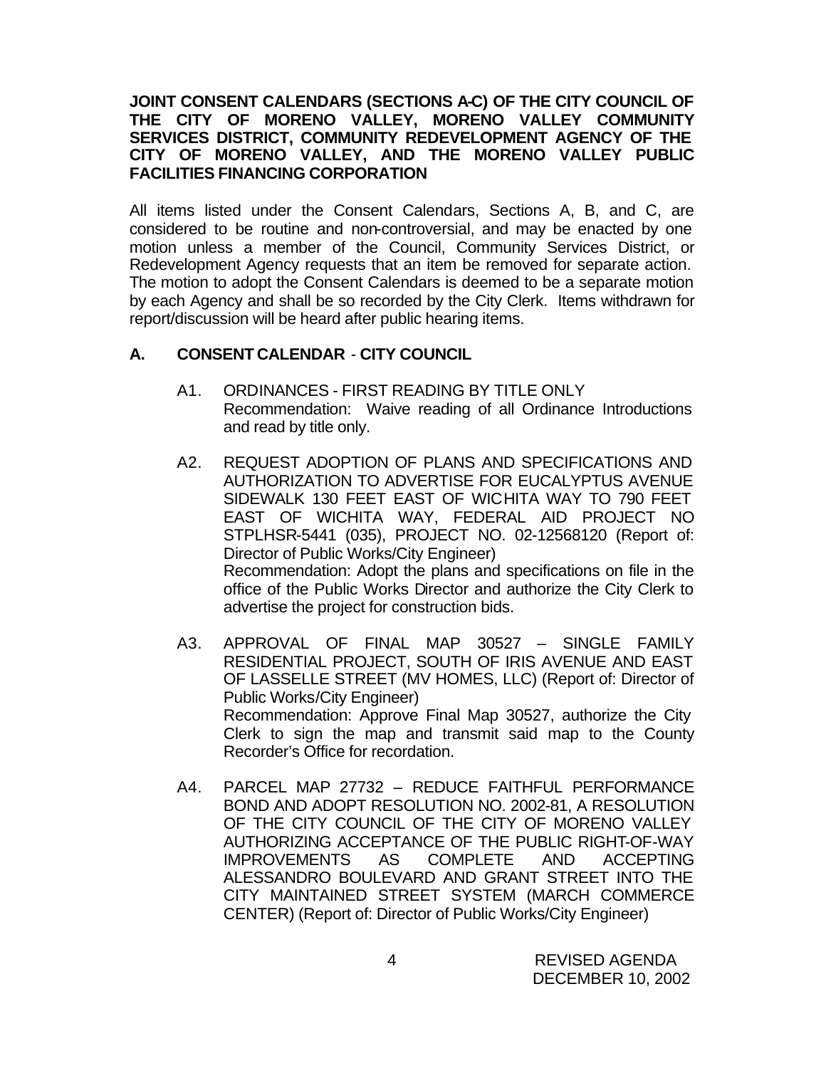**JOINT CONSENT CALENDARS (SECTIONS A-C) OF THE CITY COUNCIL OF THE CITY OF MORENO VALLEY, MORENO VALLEY COMMUNITY SERVICES DISTRICT, COMMUNITY REDEVELOPMENT AGENCY OF THE CITY OF MORENO VALLEY, AND THE MORENO VALLEY PUBLIC FACILITIES FINANCING CORPORATION**

All items listed under the Consent Calendars, Sections A, B, and C, are considered to be routine and non-controversial, and may be enacted by one motion unless a member of the Council, Community Services District, or Redevelopment Agency requests that an item be removed for separate action. The motion to adopt the Consent Calendars is deemed to be a separate motion by each Agency and shall be so recorded by the City Clerk. Items withdrawn for report/discussion will be heard after public hearing items.

## A. CONSENT CALENDAR - CITY COUNCIL

A1. ORDINANCES - FIRST READING BY TITLE ONLY
Recommendation: Waive reading of all Ordinance Introductions and read by title only.

A2. REQUEST ADOPTION OF PLANS AND SPECIFICATIONS AND AUTHORIZATION TO ADVERTISE FOR EUCALYPTUS AVENUE SIDEWALK 130 FEET EAST OF WICHITA WAY TO 790 FEET EAST OF WICHITA WAY, FEDERAL AID PROJECT NO STPLHSR-5441 (035), PROJECT NO. 02-12568120 (Report of: Director of Public Works/City Engineer)
Recommendation: Adopt the plans and specifications on file in the office of the Public Works Director and authorize the City Clerk to advertise the project for construction bids.

A3. APPROVAL OF FINAL MAP 30527 – SINGLE FAMILY RESIDENTIAL PROJECT, SOUTH OF IRIS AVENUE AND EAST OF LASSELLE STREET (MV HOMES, LLC) (Report of: Director of Public Works/City Engineer)
Recommendation: Approve Final Map 30527, authorize the City Clerk to sign the map and transmit said map to the County Recorder's Office for recordation.

A4. PARCEL MAP 27732 – REDUCE FAITHFUL PERFORMANCE BOND AND ADOPT RESOLUTION NO. 2002-81, A RESOLUTION OF THE CITY COUNCIL OF THE CITY OF MORENO VALLEY AUTHORIZING ACCEPTANCE OF THE PUBLIC RIGHT-OF-WAY IMPROVEMENTS AS COMPLETE AND ACCEPTING ALESSANDRO BOULEVARD AND GRANT STREET INTO THE CITY MAINTAINED STREET SYSTEM (MARCH COMMERCE CENTER) (Report of: Director of Public Works/City Engineer)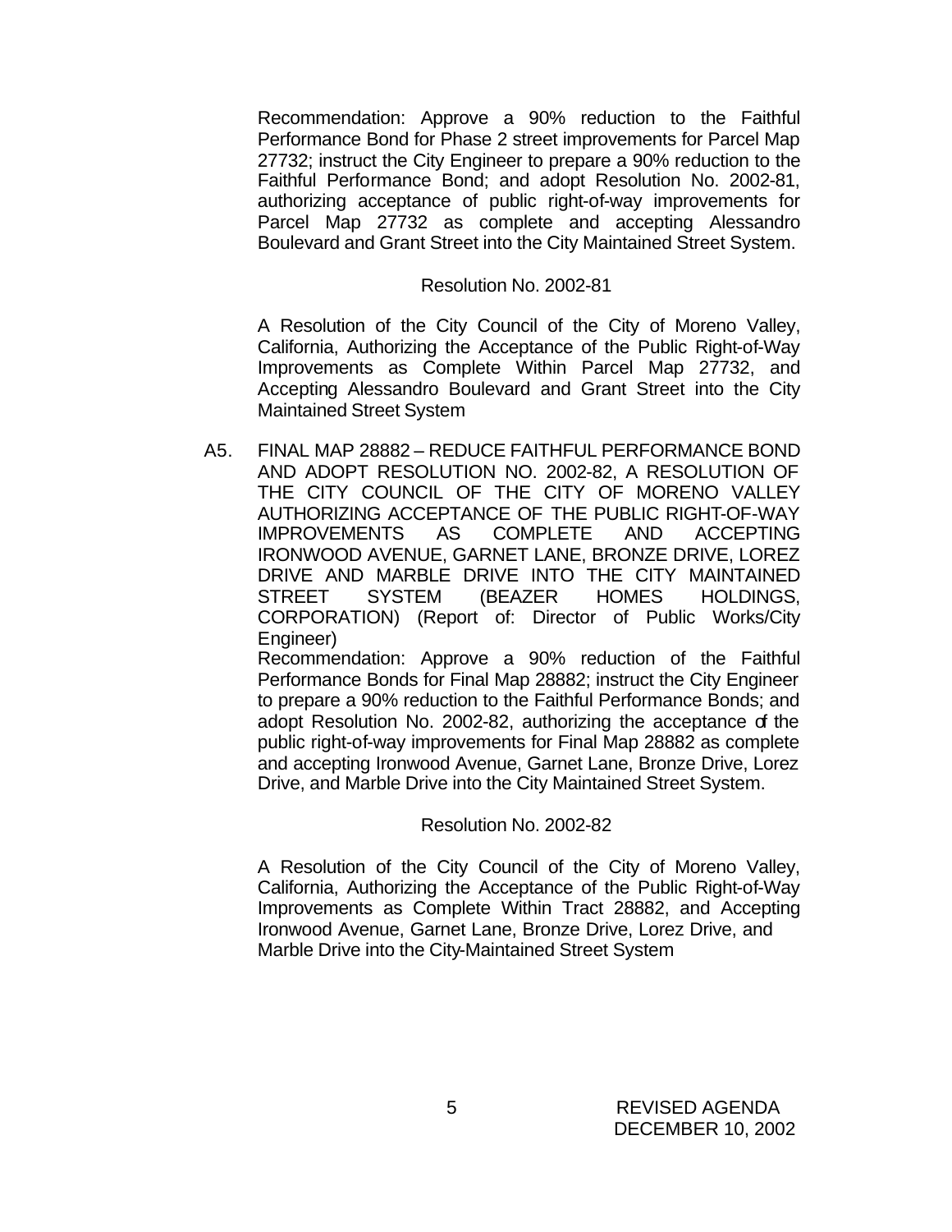Recommendation: Approve a 90% reduction to the Faithful Performance Bond for Phase 2 street improvements for Parcel Map 27732; instruct the City Engineer to prepare a 90% reduction to the Faithful Performance Bond; and adopt Resolution No. 2002-81, authorizing acceptance of public right-of-way improvements for Parcel Map 27732 as complete and accepting Alessandro Boulevard and Grant Street into the City Maintained Street System.

Resolution No. 2002-81

A Resolution of the City Council of the City of Moreno Valley, California, Authorizing the Acceptance of the Public Right-of-Way Improvements as Complete Within Parcel Map 27732, and Accepting Alessandro Boulevard and Grant Street into the City Maintained Street System

A5. FINAL MAP 28882 – REDUCE FAITHFUL PERFORMANCE BOND AND ADOPT RESOLUTION NO. 2002-82, A RESOLUTION OF THE CITY COUNCIL OF THE CITY OF MORENO VALLEY AUTHORIZING ACCEPTANCE OF THE PUBLIC RIGHT-OF-WAY IMPROVEMENTS AS COMPLETE AND ACCEPTING IRONWOOD AVENUE, GARNET LANE, BRONZE DRIVE, LOREZ DRIVE AND MARBLE DRIVE INTO THE CITY MAINTAINED STREET SYSTEM (BEAZER HOMES HOLDINGS, CORPORATION) (Report of: Director of Public Works/City Engineer)

Recommendation: Approve a 90% reduction of the Faithful Performance Bonds for Final Map 28882; instruct the City Engineer to prepare a 90% reduction to the Faithful Performance Bonds; and adopt Resolution No. 2002-82, authorizing the acceptance of the public right-of-way improvements for Final Map 28882 as complete and accepting Ironwood Avenue, Garnet Lane, Bronze Drive, Lorez Drive, and Marble Drive into the City Maintained Street System.

Resolution No. 2002-82

A Resolution of the City Council of the City of Moreno Valley, California, Authorizing the Acceptance of the Public Right-of-Way Improvements as Complete Within Tract 28882, and Accepting Ironwood Avenue, Garnet Lane, Bronze Drive, Lorez Drive, and Marble Drive into the City-Maintained Street System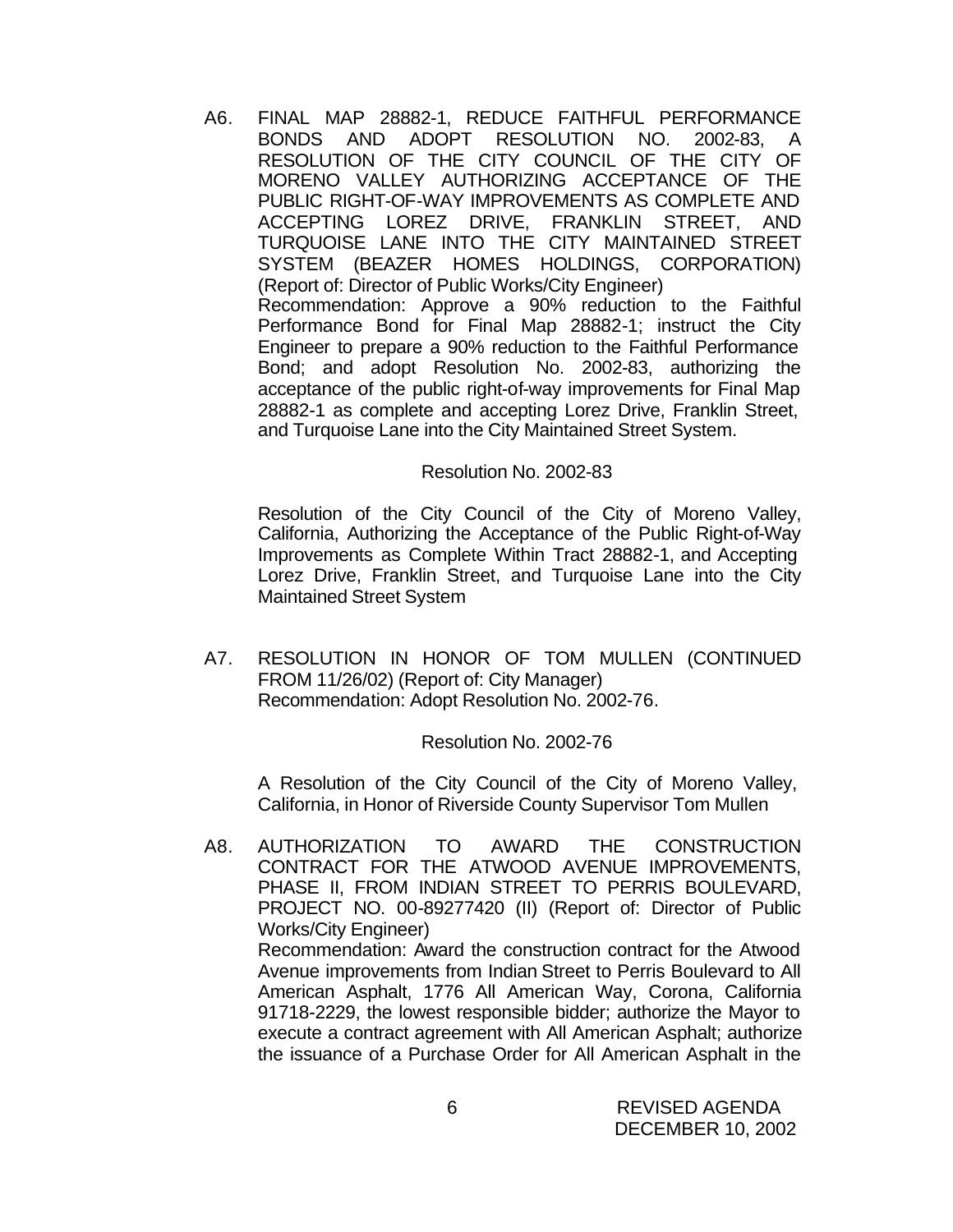A6. FINAL MAP 28882-1, REDUCE FAITHFUL PERFORMANCE BONDS AND ADOPT RESOLUTION NO. 2002-83, A RESOLUTION OF THE CITY COUNCIL OF THE CITY OF MORENO VALLEY AUTHORIZING ACCEPTANCE OF THE PUBLIC RIGHT-OF-WAY IMPROVEMENTS AS COMPLETE AND ACCEPTING LOREZ DRIVE, FRANKLIN STREET, AND TURQUOISE LANE INTO THE CITY MAINTAINED STREET SYSTEM (BEAZER HOMES HOLDINGS, CORPORATION) (Report of: Director of Public Works/City Engineer)
Recommendation: Approve a 90% reduction to the Faithful Performance Bond for Final Map 28882-1; instruct the City Engineer to prepare a 90% reduction to the Faithful Performance Bond; and adopt Resolution No. 2002-83, authorizing the acceptance of the public right-of-way improvements for Final Map 28882-1 as complete and accepting Lorez Drive, Franklin Street, and Turquoise Lane into the City Maintained Street System.

Resolution No. 2002-83

Resolution of the City Council of the City of Moreno Valley, California, Authorizing the Acceptance of the Public Right-of-Way Improvements as Complete Within Tract 28882-1, and Accepting Lorez Drive, Franklin Street, and Turquoise Lane into the City Maintained Street System

A7. RESOLUTION IN HONOR OF TOM MULLEN (CONTINUED FROM 11/26/02) (Report of: City Manager)
Recommendation: Adopt Resolution No. 2002-76.

Resolution No. 2002-76

A Resolution of the City Council of the City of Moreno Valley, California, in Honor of Riverside County Supervisor Tom Mullen

A8. AUTHORIZATION TO AWARD THE CONSTRUCTION CONTRACT FOR THE ATWOOD AVENUE IMPROVEMENTS, PHASE II, FROM INDIAN STREET TO PERRIS BOULEVARD, PROJECT NO. 00-89277420 (II) (Report of: Director of Public Works/City Engineer)
Recommendation: Award the construction contract for the Atwood Avenue improvements from Indian Street to Perris Boulevard to All American Asphalt, 1776 All American Way, Corona, California 91718-2229, the lowest responsible bidder; authorize the Mayor to execute a contract agreement with All American Asphalt; authorize the issuance of a Purchase Order for All American Asphalt in the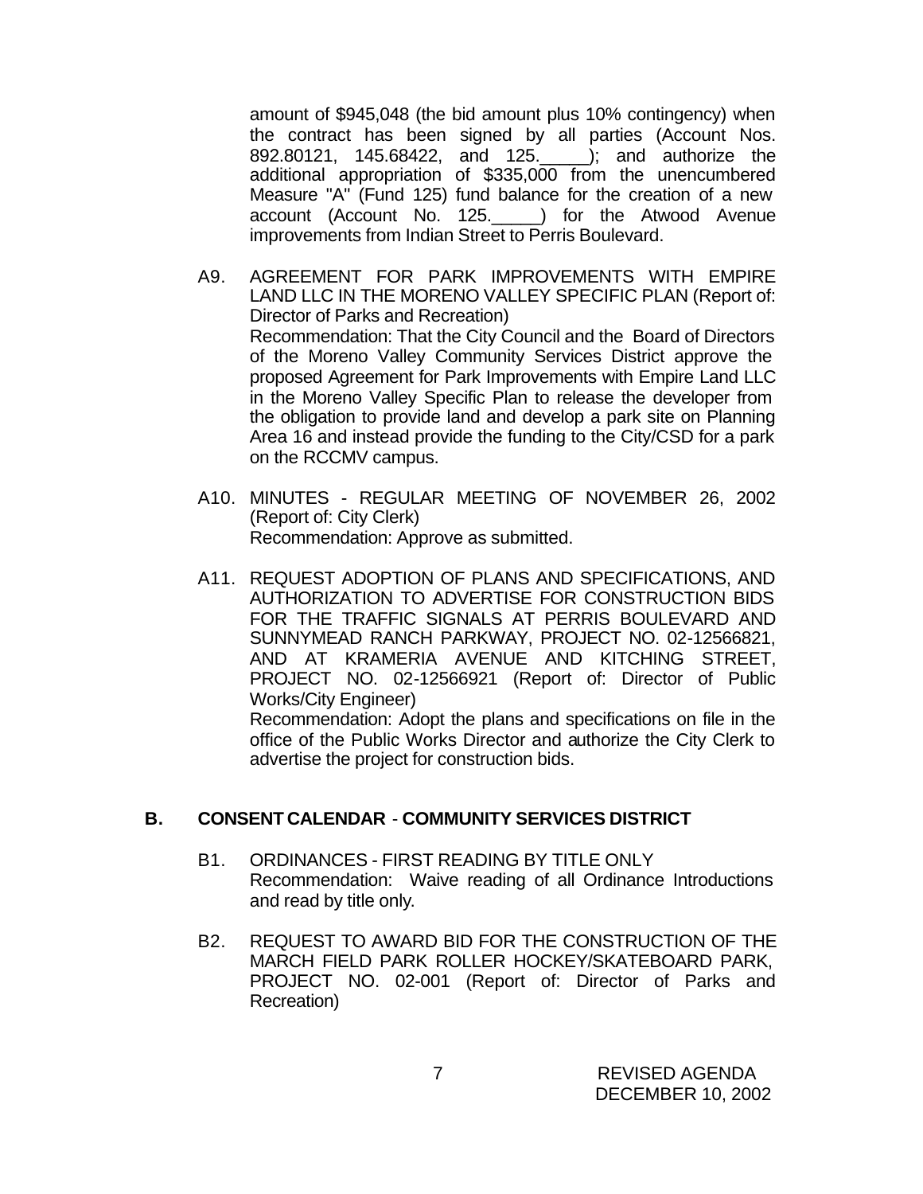amount of $945,048 (the bid amount plus 10% contingency) when the contract has been signed by all parties (Account Nos. 892.80121, 145.68422, and 125.\_\_\_\_\_); and authorize the additional appropriation of $335,000 from the unencumbered Measure "A" (Fund 125) fund balance for the creation of a new account (Account No. 125.\_\_\_\_\_) for the Atwood Avenue improvements from Indian Street to Perris Boulevard.

A9. AGREEMENT FOR PARK IMPROVEMENTS WITH EMPIRE LAND LLC IN THE MORENO VALLEY SPECIFIC PLAN (Report of: Director of Parks and Recreation)
Recommendation: That the City Council and the Board of Directors of the Moreno Valley Community Services District approve the proposed Agreement for Park Improvements with Empire Land LLC in the Moreno Valley Specific Plan to release the developer from the obligation to provide land and develop a park site on Planning Area 16 and instead provide the funding to the City/CSD for a park on the RCCMV campus.

A10. MINUTES - REGULAR MEETING OF NOVEMBER 26, 2002 (Report of: City Clerk)
Recommendation: Approve as submitted.

A11. REQUEST ADOPTION OF PLANS AND SPECIFICATIONS, AND AUTHORIZATION TO ADVERTISE FOR CONSTRUCTION BIDS FOR THE TRAFFIC SIGNALS AT PERRIS BOULEVARD AND SUNNYMEAD RANCH PARKWAY, PROJECT NO. 02-12566821, AND AT KRAMERIA AVENUE AND KITCHING STREET, PROJECT NO. 02-12566921 (Report of: Director of Public Works/City Engineer)
Recommendation: Adopt the plans and specifications on file in the office of the Public Works Director and authorize the City Clerk to advertise the project for construction bids.

## B. CONSENT CALENDAR - COMMUNITY SERVICES DISTRICT

B1. ORDINANCES - FIRST READING BY TITLE ONLY
Recommendation: Waive reading of all Ordinance Introductions and read by title only.

B2. REQUEST TO AWARD BID FOR THE CONSTRUCTION OF THE MARCH FIELD PARK ROLLER HOCKEY/SKATEBOARD PARK, PROJECT NO. 02-001 (Report of: Director of Parks and Recreation)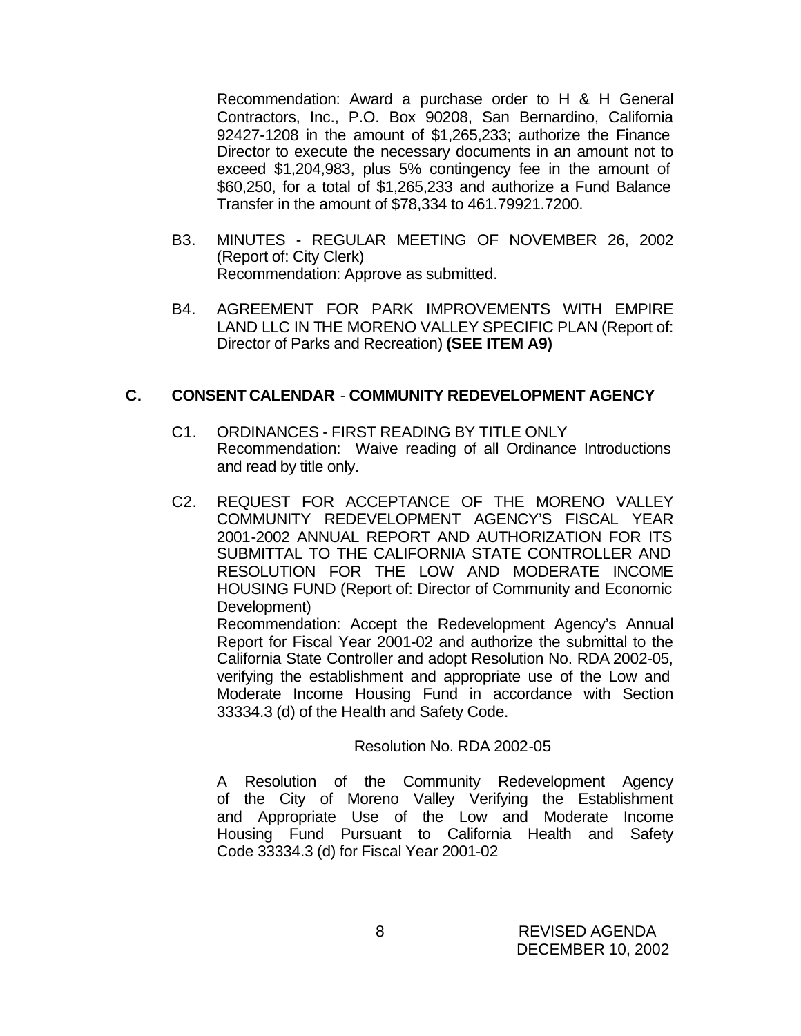Recommendation: Award a purchase order to H & H General Contractors, Inc., P.O. Box 90208, San Bernardino, California 92427-1208 in the amount of $1,265,233; authorize the Finance Director to execute the necessary documents in an amount not to exceed $1,204,983, plus 5% contingency fee in the amount of $60,250, for a total of $1,265,233 and authorize a Fund Balance Transfer in the amount of $78,334 to 461.79921.7200.

B3. MINUTES - REGULAR MEETING OF NOVEMBER 26, 2002 (Report of: City Clerk)
Recommendation: Approve as submitted.

B4. AGREEMENT FOR PARK IMPROVEMENTS WITH EMPIRE LAND LLC IN THE MORENO VALLEY SPECIFIC PLAN (Report of: Director of Parks and Recreation) **(SEE ITEM A9)**

## C. CONSENT CALENDAR - COMMUNITY REDEVELOPMENT AGENCY

C1. ORDINANCES - FIRST READING BY TITLE ONLY
Recommendation: Waive reading of all Ordinance Introductions and read by title only.

C2. REQUEST FOR ACCEPTANCE OF THE MORENO VALLEY COMMUNITY REDEVELOPMENT AGENCY'S FISCAL YEAR 2001-2002 ANNUAL REPORT AND AUTHORIZATION FOR ITS SUBMITTAL TO THE CALIFORNIA STATE CONTROLLER AND RESOLUTION FOR THE LOW AND MODERATE INCOME HOUSING FUND (Report of: Director of Community and Economic Development)
Recommendation: Accept the Redevelopment Agency's Annual Report for Fiscal Year 2001-02 and authorize the submittal to the California State Controller and adopt Resolution No. RDA 2002-05, verifying the establishment and appropriate use of the Low and Moderate Income Housing Fund in accordance with Section 33334.3 (d) of the Health and Safety Code.

Resolution No. RDA 2002-05

A Resolution of the Community Redevelopment Agency of the City of Moreno Valley Verifying the Establishment and Appropriate Use of the Low and Moderate Income Housing Fund Pursuant to California Health and Safety Code 33334.3 (d) for Fiscal Year 2001-02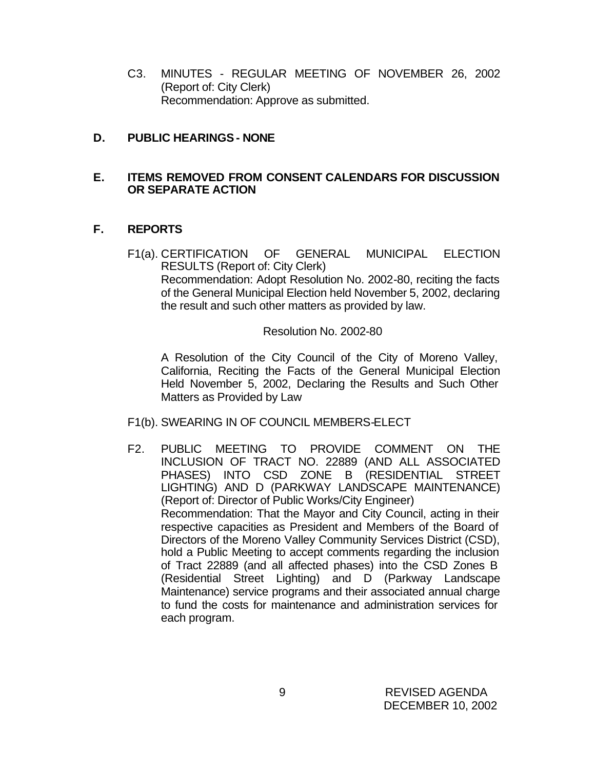C3. MINUTES - REGULAR MEETING OF NOVEMBER 26, 2002 (Report of: City Clerk)
Recommendation: Approve as submitted.

## D. PUBLIC HEARINGS - NONE

## E. ITEMS REMOVED FROM CONSENT CALENDARS FOR DISCUSSION OR SEPARATE ACTION

## F. REPORTS

F1(a). CERTIFICATION OF GENERAL MUNICIPAL ELECTION RESULTS (Report of: City Clerk)
Recommendation: Adopt Resolution No. 2002-80, reciting the facts of the General Municipal Election held November 5, 2002, declaring the result and such other matters as provided by law.

Resolution No. 2002-80

A Resolution of the City Council of the City of Moreno Valley, California, Reciting the Facts of the General Municipal Election Held November 5, 2002, Declaring the Results and Such Other Matters as Provided by Law

F1(b). SWEARING IN OF COUNCIL MEMBERS-ELECT

F2. PUBLIC MEETING TO PROVIDE COMMENT ON THE INCLUSION OF TRACT NO. 22889 (AND ALL ASSOCIATED PHASES) INTO CSD ZONE B (RESIDENTIAL STREET LIGHTING) AND D (PARKWAY LANDSCAPE MAINTENANCE) (Report of: Director of Public Works/City Engineer)
Recommendation: That the Mayor and City Council, acting in their respective capacities as President and Members of the Board of Directors of the Moreno Valley Community Services District (CSD), hold a Public Meeting to accept comments regarding the inclusion of Tract 22889 (and all affected phases) into the CSD Zones B (Residential Street Lighting) and D (Parkway Landscape Maintenance) service programs and their associated annual charge to fund the costs for maintenance and administration services for each program.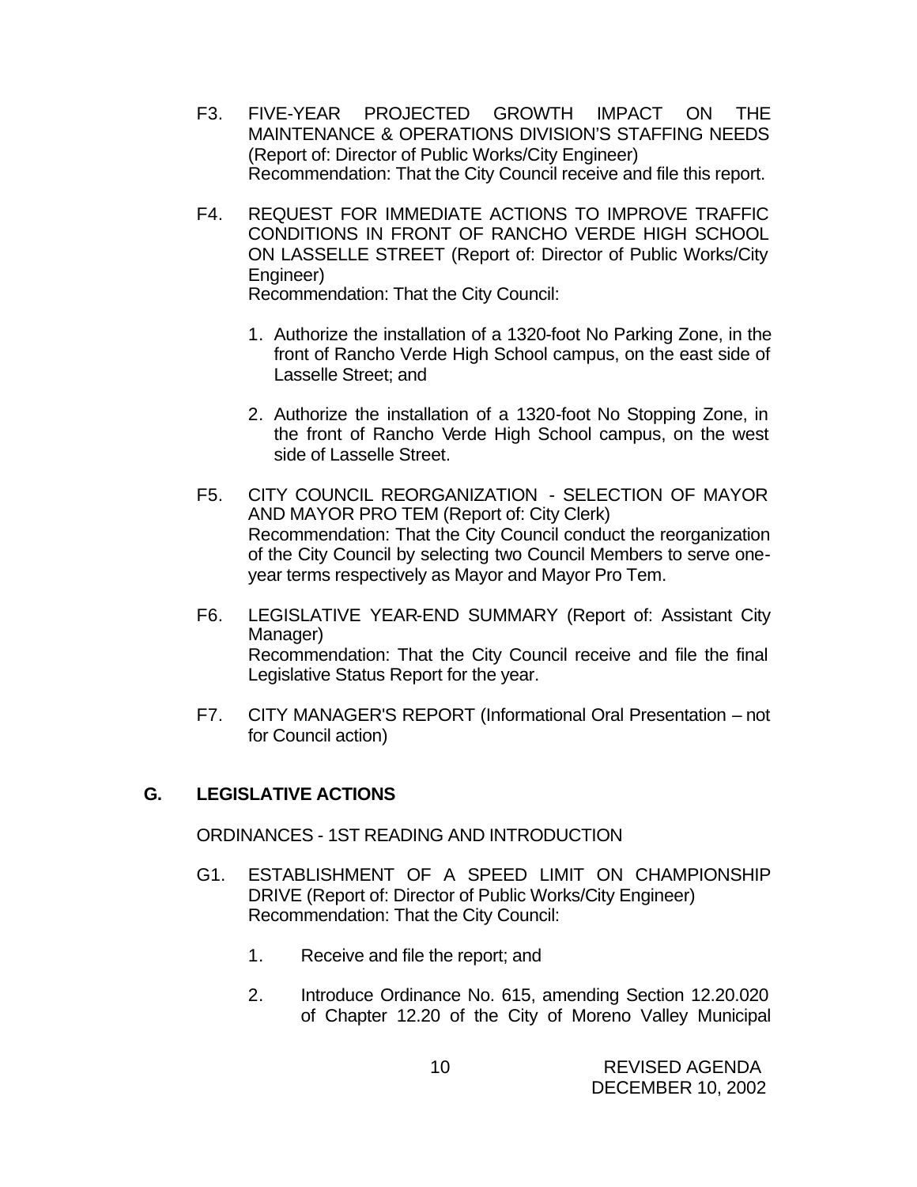F3. FIVE-YEAR PROJECTED GROWTH IMPACT ON THE MAINTENANCE & OPERATIONS DIVISION'S STAFFING NEEDS (Report of: Director of Public Works/City Engineer)
Recommendation: That the City Council receive and file this report.

F4. REQUEST FOR IMMEDIATE ACTIONS TO IMPROVE TRAFFIC CONDITIONS IN FRONT OF RANCHO VERDE HIGH SCHOOL ON LASSELLE STREET (Report of: Director of Public Works/City Engineer)
Recommendation: That the City Council:

1. Authorize the installation of a 1320-foot No Parking Zone, in the front of Rancho Verde High School campus, on the east side of Lasselle Street; and

2. Authorize the installation of a 1320-foot No Stopping Zone, in the front of Rancho Verde High School campus, on the west side of Lasselle Street.

F5. CITY COUNCIL REORGANIZATION - SELECTION OF MAYOR AND MAYOR PRO TEM (Report of: City Clerk)
Recommendation: That the City Council conduct the reorganization of the City Council by selecting two Council Members to serve one-year terms respectively as Mayor and Mayor Pro Tem.

F6. LEGISLATIVE YEAR-END SUMMARY (Report of: Assistant City Manager)
Recommendation: That the City Council receive and file the final Legislative Status Report for the year.

F7. CITY MANAGER'S REPORT (Informational Oral Presentation – not for Council action)

## G. LEGISLATIVE ACTIONS

ORDINANCES - 1ST READING AND INTRODUCTION

G1. ESTABLISHMENT OF A SPEED LIMIT ON CHAMPIONSHIP DRIVE (Report of: Director of Public Works/City Engineer)
Recommendation: That the City Council:

1. Receive and file the report; and

2. Introduce Ordinance No. 615, amending Section 12.20.020 of Chapter 12.20 of the City of Moreno Valley Municipal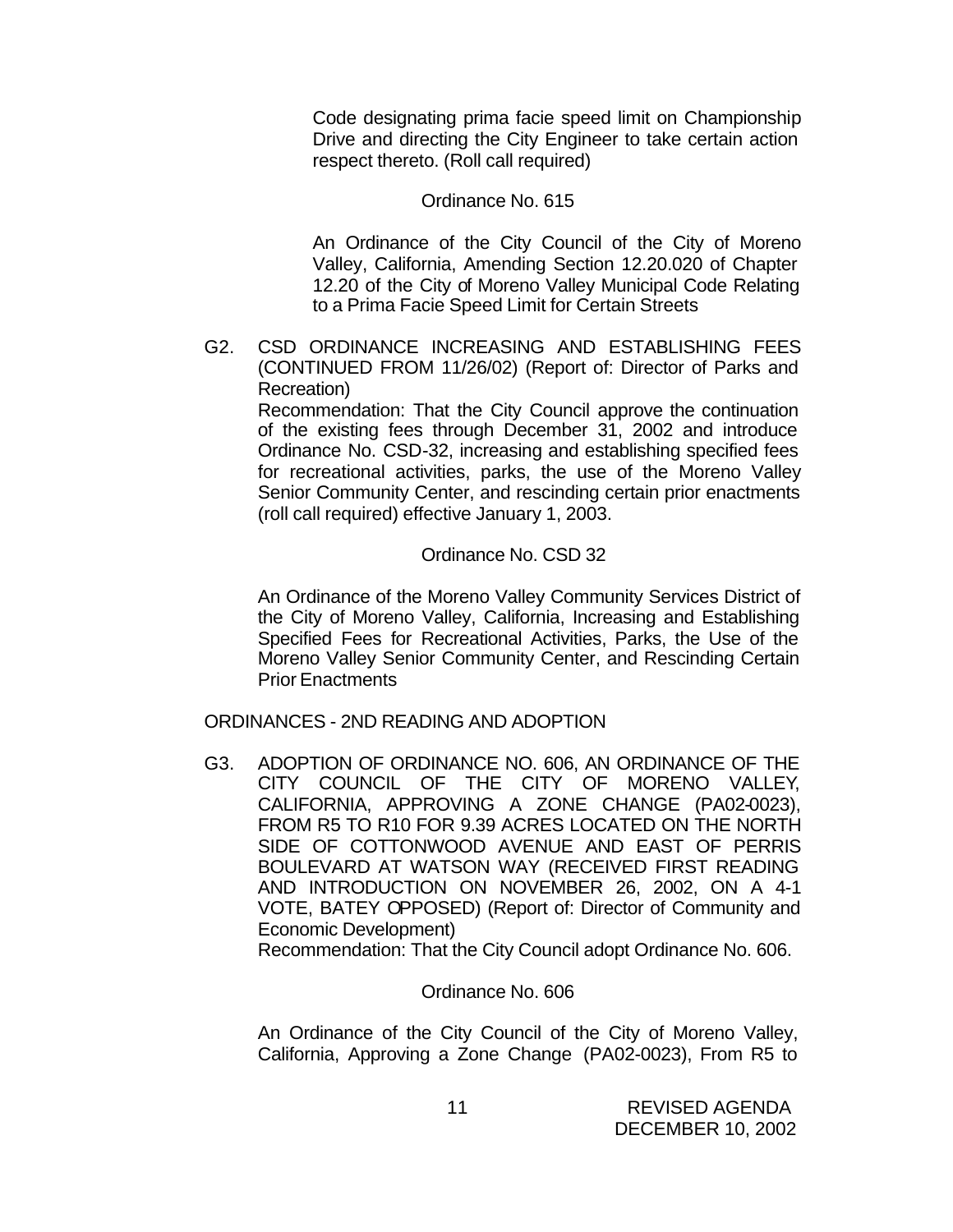Code designating prima facie speed limit on Championship Drive and directing the City Engineer to take certain action respect thereto. (Roll call required)

Ordinance No. 615

An Ordinance of the City Council of the City of Moreno Valley, California, Amending Section 12.20.020 of Chapter 12.20 of the City of Moreno Valley Municipal Code Relating to a Prima Facie Speed Limit for Certain Streets

G2. CSD ORDINANCE INCREASING AND ESTABLISHING FEES (CONTINUED FROM 11/26/02) (Report of: Director of Parks and Recreation)
Recommendation: That the City Council approve the continuation of the existing fees through December 31, 2002 and introduce Ordinance No. CSD-32, increasing and establishing specified fees for recreational activities, parks, the use of the Moreno Valley Senior Community Center, and rescinding certain prior enactments (roll call required) effective January 1, 2003.

Ordinance No. CSD 32

An Ordinance of the Moreno Valley Community Services District of the City of Moreno Valley, California, Increasing and Establishing Specified Fees for Recreational Activities, Parks, the Use of the Moreno Valley Senior Community Center, and Rescinding Certain Prior Enactments

ORDINANCES - 2ND READING AND ADOPTION

G3. ADOPTION OF ORDINANCE NO. 606, AN ORDINANCE OF THE CITY COUNCIL OF THE CITY OF MORENO VALLEY, CALIFORNIA, APPROVING A ZONE CHANGE (PA02-0023), FROM R5 TO R10 FOR 9.39 ACRES LOCATED ON THE NORTH SIDE OF COTTONWOOD AVENUE AND EAST OF PERRIS BOULEVARD AT WATSON WAY (RECEIVED FIRST READING AND INTRODUCTION ON NOVEMBER 26, 2002, ON A 4-1 VOTE, BATEY OPPOSED) (Report of: Director of Community and Economic Development)
Recommendation: That the City Council adopt Ordinance No. 606.

Ordinance No. 606

An Ordinance of the City Council of the City of Moreno Valley, California, Approving a Zone Change (PA02-0023), From R5 to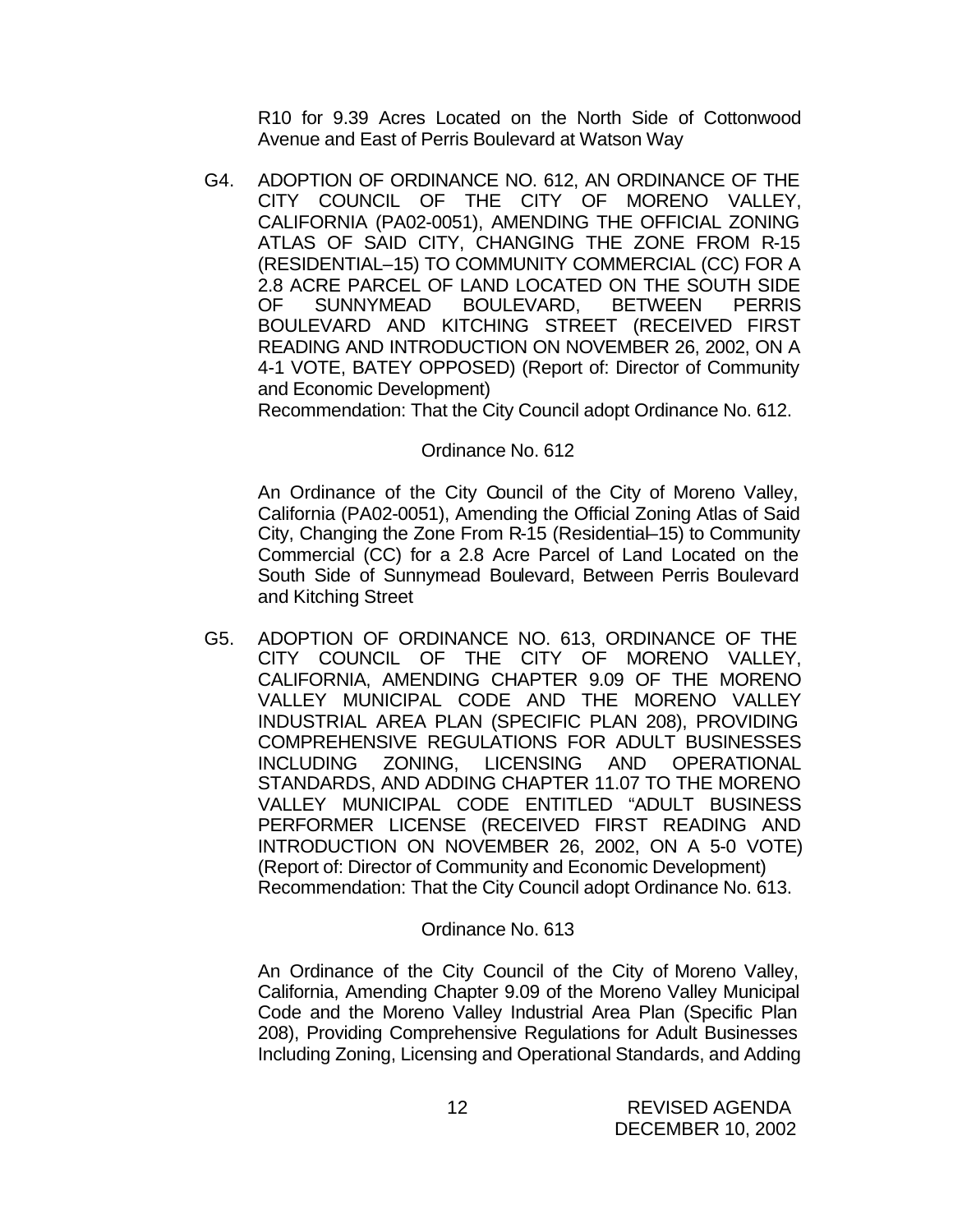R10 for 9.39 Acres Located on the North Side of Cottonwood Avenue and East of Perris Boulevard at Watson Way

G4. ADOPTION OF ORDINANCE NO. 612, AN ORDINANCE OF THE CITY COUNCIL OF THE CITY OF MORENO VALLEY, CALIFORNIA (PA02-0051), AMENDING THE OFFICIAL ZONING ATLAS OF SAID CITY, CHANGING THE ZONE FROM R-15 (RESIDENTIAL–15) TO COMMUNITY COMMERCIAL (CC) FOR A 2.8 ACRE PARCEL OF LAND LOCATED ON THE SOUTH SIDE OF SUNNYMEAD BOULEVARD, BETWEEN PERRIS BOULEVARD AND KITCHING STREET (RECEIVED FIRST READING AND INTRODUCTION ON NOVEMBER 26, 2002, ON A 4-1 VOTE, BATEY OPPOSED) (Report of: Director of Community and Economic Development)
Recommendation: That the City Council adopt Ordinance No. 612.

Ordinance No. 612

An Ordinance of the City Council of the City of Moreno Valley, California (PA02-0051), Amending the Official Zoning Atlas of Said City, Changing the Zone From R-15 (Residential–15) to Community Commercial (CC) for a 2.8 Acre Parcel of Land Located on the South Side of Sunnymead Boulevard, Between Perris Boulevard and Kitching Street

G5. ADOPTION OF ORDINANCE NO. 613, ORDINANCE OF THE CITY COUNCIL OF THE CITY OF MORENO VALLEY, CALIFORNIA, AMENDING CHAPTER 9.09 OF THE MORENO VALLEY MUNICIPAL CODE AND THE MORENO VALLEY INDUSTRIAL AREA PLAN (SPECIFIC PLAN 208), PROVIDING COMPREHENSIVE REGULATIONS FOR ADULT BUSINESSES INCLUDING ZONING, LICENSING AND OPERATIONAL STANDARDS, AND ADDING CHAPTER 11.07 TO THE MORENO VALLEY MUNICIPAL CODE ENTITLED "ADULT BUSINESS PERFORMER LICENSE (RECEIVED FIRST READING AND INTRODUCTION ON NOVEMBER 26, 2002, ON A 5-0 VOTE) (Report of: Director of Community and Economic Development)
Recommendation: That the City Council adopt Ordinance No. 613.

Ordinance No. 613

An Ordinance of the City Council of the City of Moreno Valley, California, Amending Chapter 9.09 of the Moreno Valley Municipal Code and the Moreno Valley Industrial Area Plan (Specific Plan 208), Providing Comprehensive Regulations for Adult Businesses Including Zoning, Licensing and Operational Standards, and Adding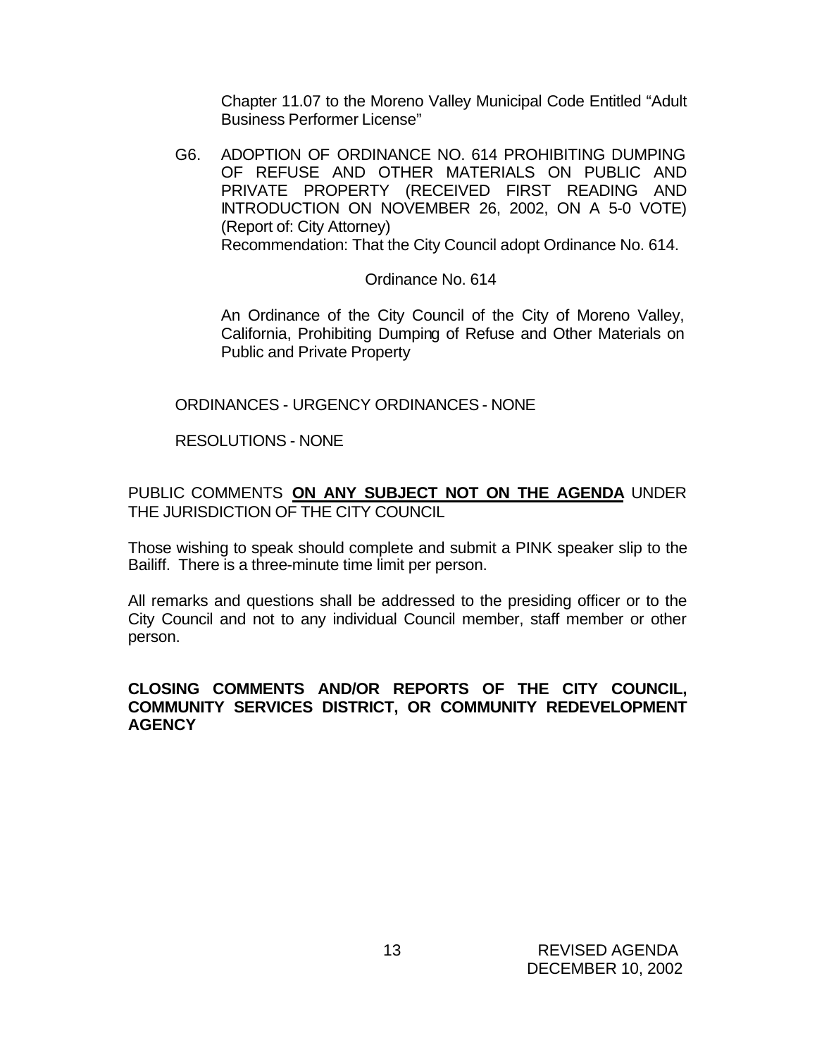Chapter 11.07 to the Moreno Valley Municipal Code Entitled "Adult Business Performer License"

G6. ADOPTION OF ORDINANCE NO. 614 PROHIBITING DUMPING OF REFUSE AND OTHER MATERIALS ON PUBLIC AND PRIVATE PROPERTY (RECEIVED FIRST READING AND INTRODUCTION ON NOVEMBER 26, 2002, ON A 5-0 VOTE) (Report of: City Attorney)
Recommendation: That the City Council adopt Ordinance No. 614.

Ordinance No. 614

An Ordinance of the City Council of the City of Moreno Valley, California, Prohibiting Dumping of Refuse and Other Materials on Public and Private Property

ORDINANCES - URGENCY ORDINANCES - NONE

RESOLUTIONS - NONE

PUBLIC COMMENTS **ON ANY SUBJECT NOT ON THE AGENDA** UNDER THE JURISDICTION OF THE CITY COUNCIL

Those wishing to speak should complete and submit a PINK speaker slip to the Bailiff. There is a three-minute time limit per person.

All remarks and questions shall be addressed to the presiding officer or to the City Council and not to any individual Council member, staff member or other person.

**CLOSING COMMENTS AND/OR REPORTS OF THE CITY COUNCIL, COMMUNITY SERVICES DISTRICT, OR COMMUNITY REDEVELOPMENT AGENCY**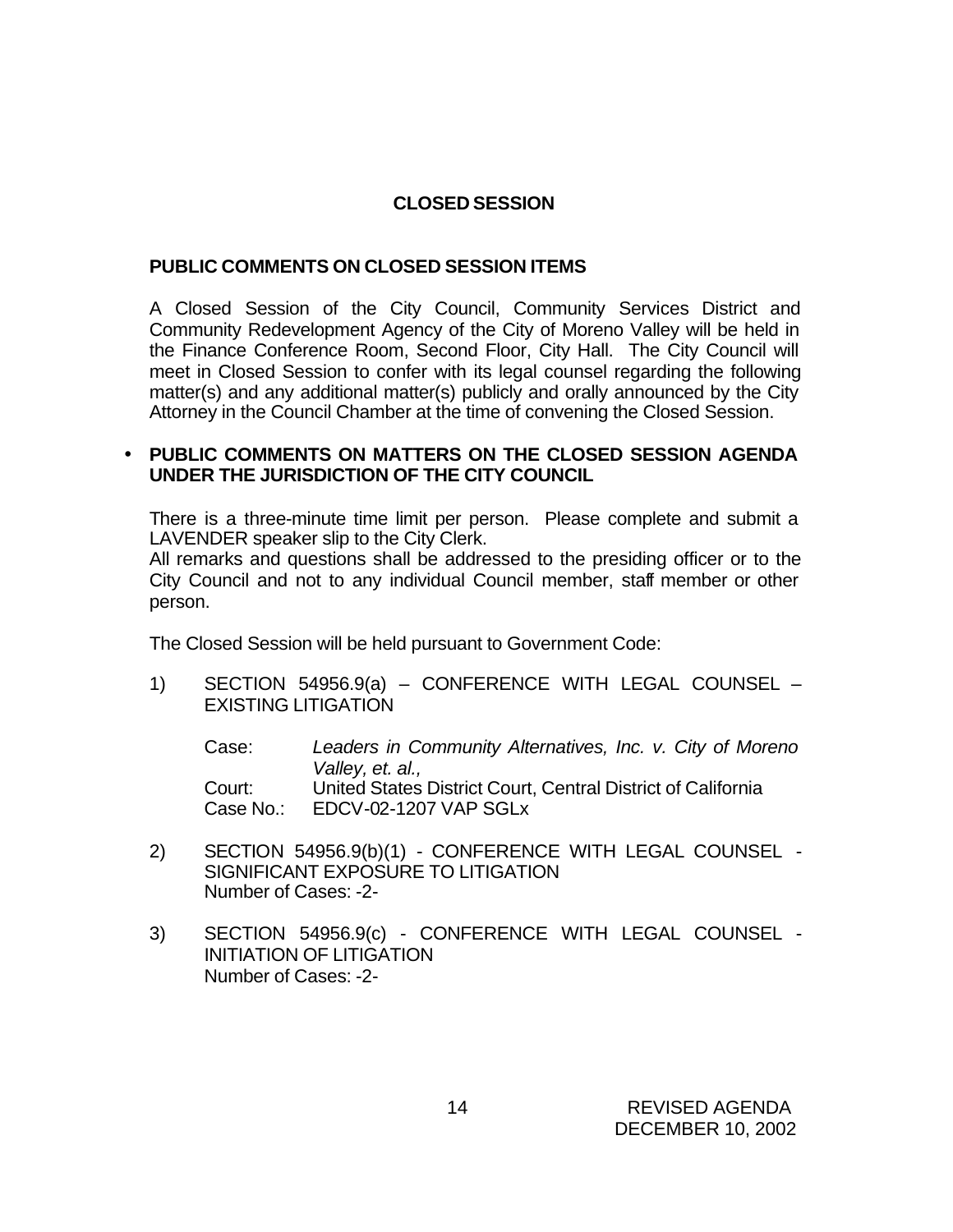## CLOSED SESSION

### PUBLIC COMMENTS ON CLOSED SESSION ITEMS

A Closed Session of the City Council, Community Services District and Community Redevelopment Agency of the City of Moreno Valley will be held in the Finance Conference Room, Second Floor, City Hall. The City Council will meet in Closed Session to confer with its legal counsel regarding the following matter(s) and any additional matter(s) publicly and orally announced by the City Attorney in the Council Chamber at the time of convening the Closed Session.

- **PUBLIC COMMENTS ON MATTERS ON THE CLOSED SESSION AGENDA UNDER THE JURISDICTION OF THE CITY COUNCIL**

There is a three-minute time limit per person. Please complete and submit a LAVENDER speaker slip to the City Clerk.
All remarks and questions shall be addressed to the presiding officer or to the City Council and not to any individual Council member, staff member or other person.

The Closed Session will be held pursuant to Government Code:

1) SECTION 54956.9(a) – CONFERENCE WITH LEGAL COUNSEL – EXISTING LITIGATION

   Case: *Leaders in Community Alternatives, Inc. v. City of Moreno Valley, et. al.,*
   Court: United States District Court, Central District of California
   Case No.: EDCV-02-1207 VAP SGLx

2) SECTION 54956.9(b)(1) - CONFERENCE WITH LEGAL COUNSEL - SIGNIFICANT EXPOSURE TO LITIGATION
   Number of Cases: -2-

3) SECTION 54956.9(c) - CONFERENCE WITH LEGAL COUNSEL - INITIATION OF LITIGATION
   Number of Cases: -2-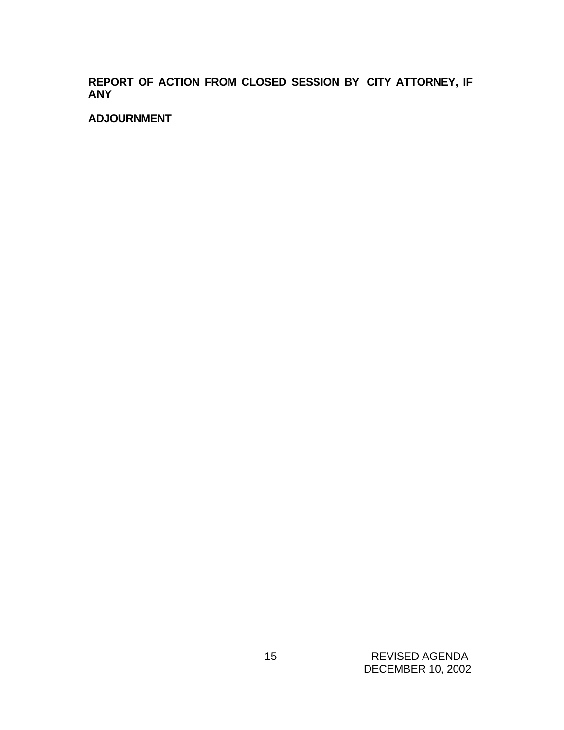**REPORT OF ACTION FROM CLOSED SESSION BY CITY ATTORNEY, IF ANY**

**ADJOURNMENT**